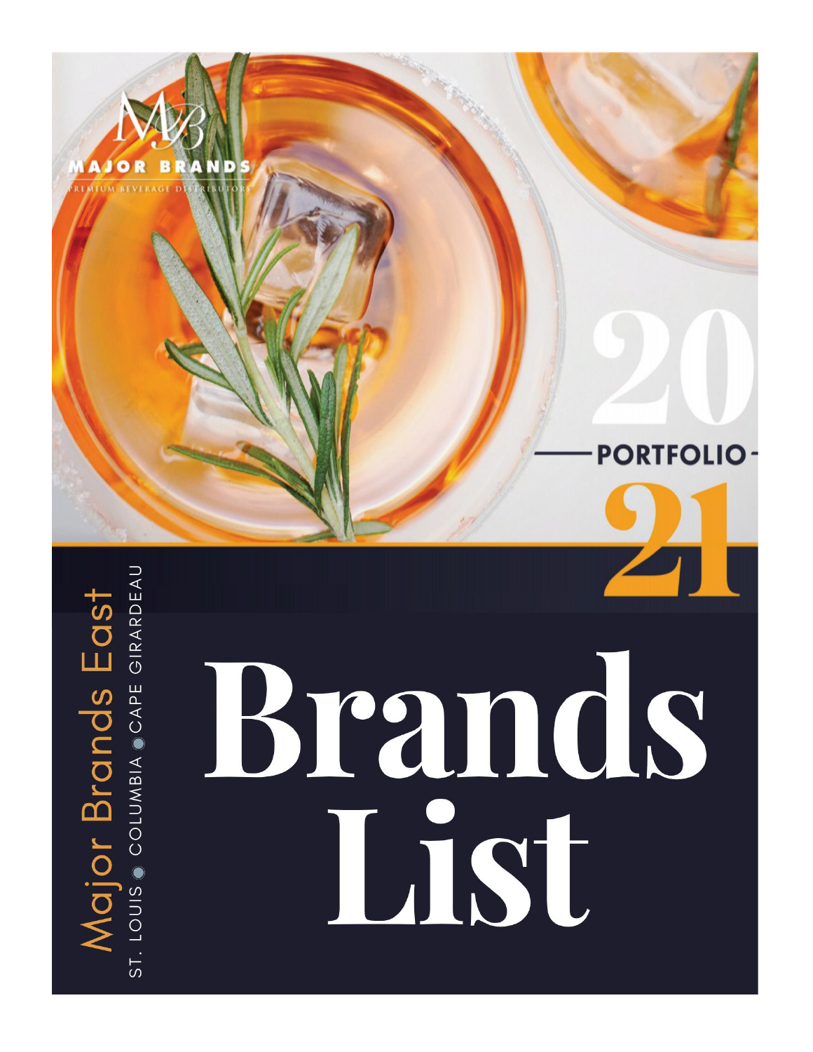MAJOR BRANDS

PREMIUM BEVERAGE DISTRIBUTORS

2020 — PORTFOLIO — 21

Major Brands East

ST. LOUIS • COLUMBIA • CAPE GIRARDEAU

# Brands List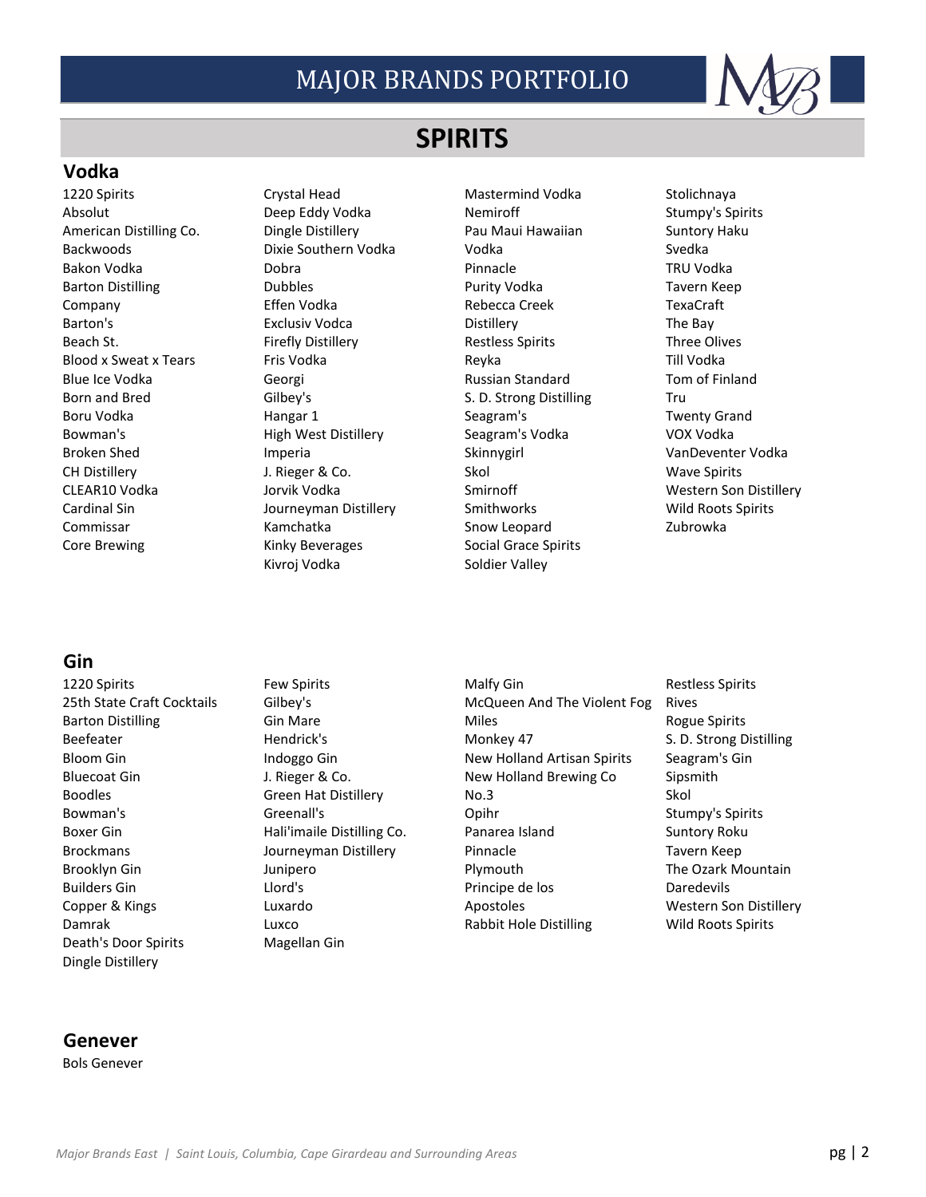# MAJOR BRANDS PORTFOLIO

## SPIRITS

### Vodka

- 1220 Spirits
- Absolut
- American Distilling Co.
- Backwoods
- Bakon Vodka
- Barton Distilling Company
- Barton's
- Beach St.
- Blood x Sweat x Tears
- Blue Ice Vodka
- Born and Bred
- Boru Vodka
- Bowman's
- Broken Shed
- CH Distillery
- CLEAR10 Vodka
- Cardinal Sin
- Commissar
- Core Brewing
- Crystal Head
- Deep Eddy Vodka
- Dingle Distillery
- Dixie Southern Vodka
- Dobra
- Dubbles
- Effen Vodka
- Exclusiv Vodca
- Firefly Distillery
- Fris Vodka
- Georgi
- Gilbey's
- Hangar 1
- High West Distillery
- Imperia
- J. Rieger & Co.
- Jorvik Vodka
- Journeyman Distillery
- Kamchatka
- Kinky Beverages
- Kivroj Vodka
- Mastermind Vodka
- Nemiroff
- Pau Maui Hawaiian Vodka
- Pinnacle
- Purity Vodka
- Rebecca Creek Distillery
- Restless Spirits
- Reyka
- Russian Standard
- S. D. Strong Distilling
- Seagram's
- Seagram's Vodka
- Skinnygirl
- Skol
- Smirnoff
- Smithworks
- Snow Leopard
- Social Grace Spirits
- Soldier Valley
- Stolichnaya
- Stumpy's Spirits
- Suntory Haku
- Svedka
- TRU Vodka
- Tavern Keep
- TexaCraft
- The Bay
- Three Olives
- Till Vodka
- Tom of Finland
- Tru
- Twenty Grand
- VOX Vodka
- VanDeventer Vodka
- Wave Spirits
- Western Son Distillery
- Wild Roots Spirits
- Zubrowka

### Gin

- 1220 Spirits
- 25th State Craft Cocktails
- Barton Distilling
- Beefeater
- Bloom Gin
- Bluecoat Gin
- Boodles
- Bowman's
- Boxer Gin
- Brockmans
- Brooklyn Gin
- Builders Gin
- Copper & Kings
- Damrak
- Death's Door Spirits
- Dingle Distillery
- Few Spirits
- Gilbey's
- Gin Mare
- Hendrick's
- Indoggo Gin
- J. Rieger & Co.
- Green Hat Distillery
- Greenall's
- Hali'imaile Distilling Co.
- Journeyman Distillery
- Junipero
- Llord's
- Luxardo
- Luxco
- Magellan Gin
- Malfy Gin
- McQueen And The Violent Fog
- Miles
- Monkey 47
- New Holland Artisan Spirits
- New Holland Brewing Co
- No.3
- Opihr
- Panarea Island
- Pinnacle
- Plymouth
- Principe de los Apostoles
- Rabbit Hole Distilling
- Restless Spirits
- Rives
- Rogue Spirits
- S. D. Strong Distilling
- Seagram's Gin
- Sipsmith
- Skol
- Stumpy's Spirits
- Suntory Roku
- Tavern Keep
- The Ozark Mountain Daredevils
- Western Son Distillery
- Wild Roots Spirits

### Genever

- Bols Genever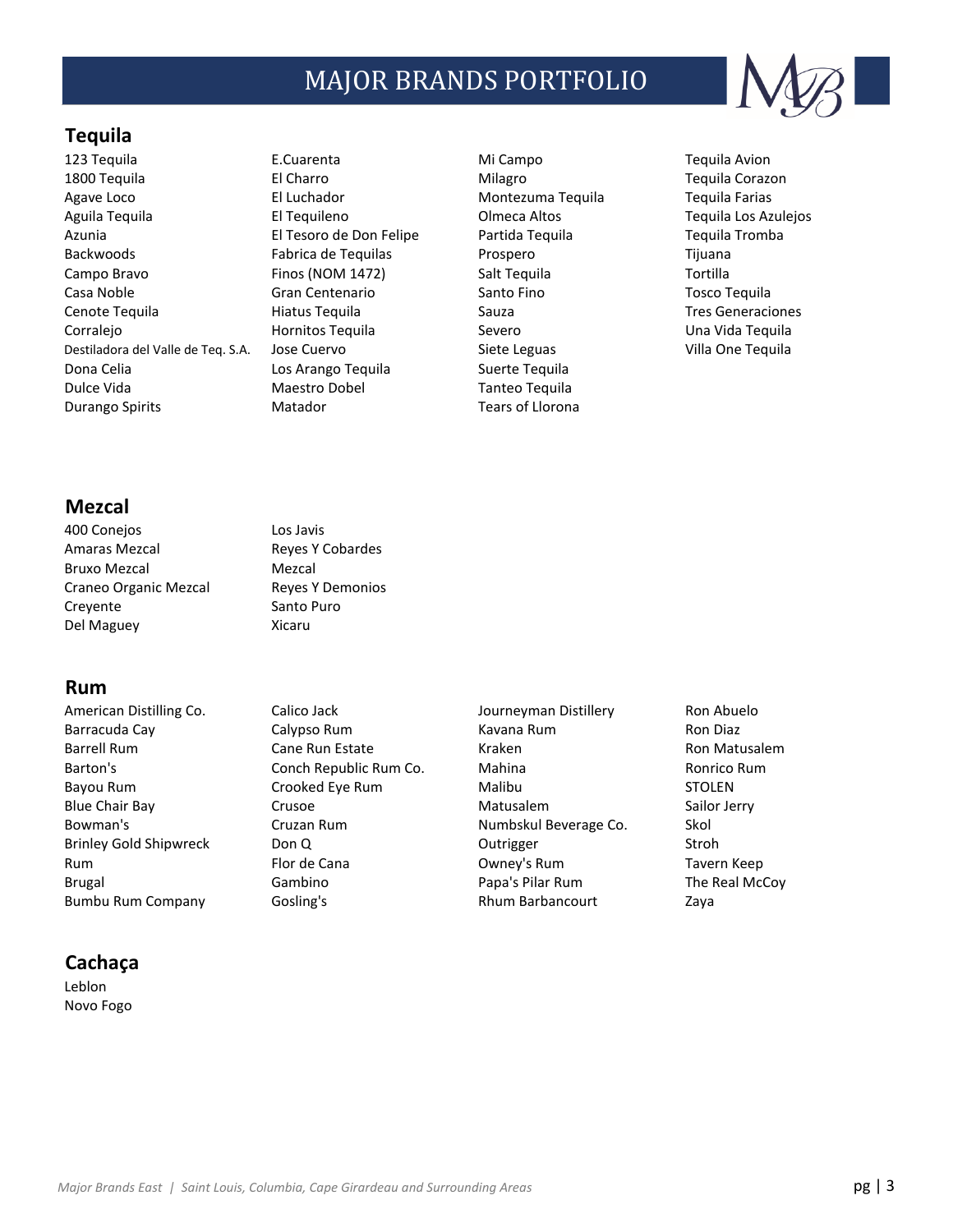# MAJOR BRANDS PORTFOLIO

## Tequila

- 123 Tequila
- 1800 Tequila
- Agave Loco
- Aguila Tequila
- Azunia
- Backwoods
- Campo Bravo
- Casa Noble
- Cenote Tequila
- Corralejo
- Destiladora del Valle de Teq. S.A.
- Dona Celia
- Dulce Vida
- Durango Spirits
- E.Cuarenta
- El Charro
- El Luchador
- El Tequileno
- El Tesoro de Don Felipe
- Fabrica de Tequilas
- Finos (NOM 1472)
- Gran Centenario
- Hiatus Tequila
- Hornitos Tequila
- Jose Cuervo
- Los Arango Tequila
- Maestro Dobel
- Matador
- Mi Campo
- Milagro
- Montezuma Tequila
- Olmeca Altos
- Partida Tequila
- Prospero
- Salt Tequila
- Santo Fino
- Sauza
- Severo
- Siete Leguas
- Suerte Tequila
- Tanteo Tequila
- Tears of Llorona
- Tequila Avion
- Tequila Corazon
- Tequila Farias
- Tequila Los Azulejos
- Tequila Tromba
- Tijuana
- Tortilla
- Tosco Tequila
- Tres Generaciones
- Una Vida Tequila
- Villa One Tequila

## Mezcal

- 400 Conejos
- Amaras Mezcal
- Bruxo Mezcal
- Craneo Organic Mezcal
- Creyente
- Del Maguey
- Los Javis
- Reyes Y Cobardes
- Mezcal
- Reyes Y Demonios
- Santo Puro
- Xicaru

## Rum

- American Distilling Co.
- Barracuda Cay
- Barrell Rum
- Barton's
- Bayou Rum
- Blue Chair Bay
- Bowman's
- Brinley Gold Shipwreck
- Rum
- Brugal
- Bumbu Rum Company
- Calico Jack
- Calypso Rum
- Cane Run Estate
- Conch Republic Rum Co.
- Crooked Eye Rum
- Crusoe
- Cruzan Rum
- Don Q
- Flor de Cana
- Gambino
- Gosling's
- Journeyman Distillery
- Kavana Rum
- Kraken
- Mahina
- Malibu
- Matusalem
- Numbskul Beverage Co.
- Outrigger
- Owney's Rum
- Papa's Pilar Rum
- Rhum Barbancourt
- Ron Abuelo
- Ron Diaz
- Ron Matusalem
- Ronrico Rum
- STOLEN
- Sailor Jerry
- Skol
- Stroh
- Tavern Keep
- The Real McCoy
- Zaya

## Cachaça

- Leblon
- Novo Fogo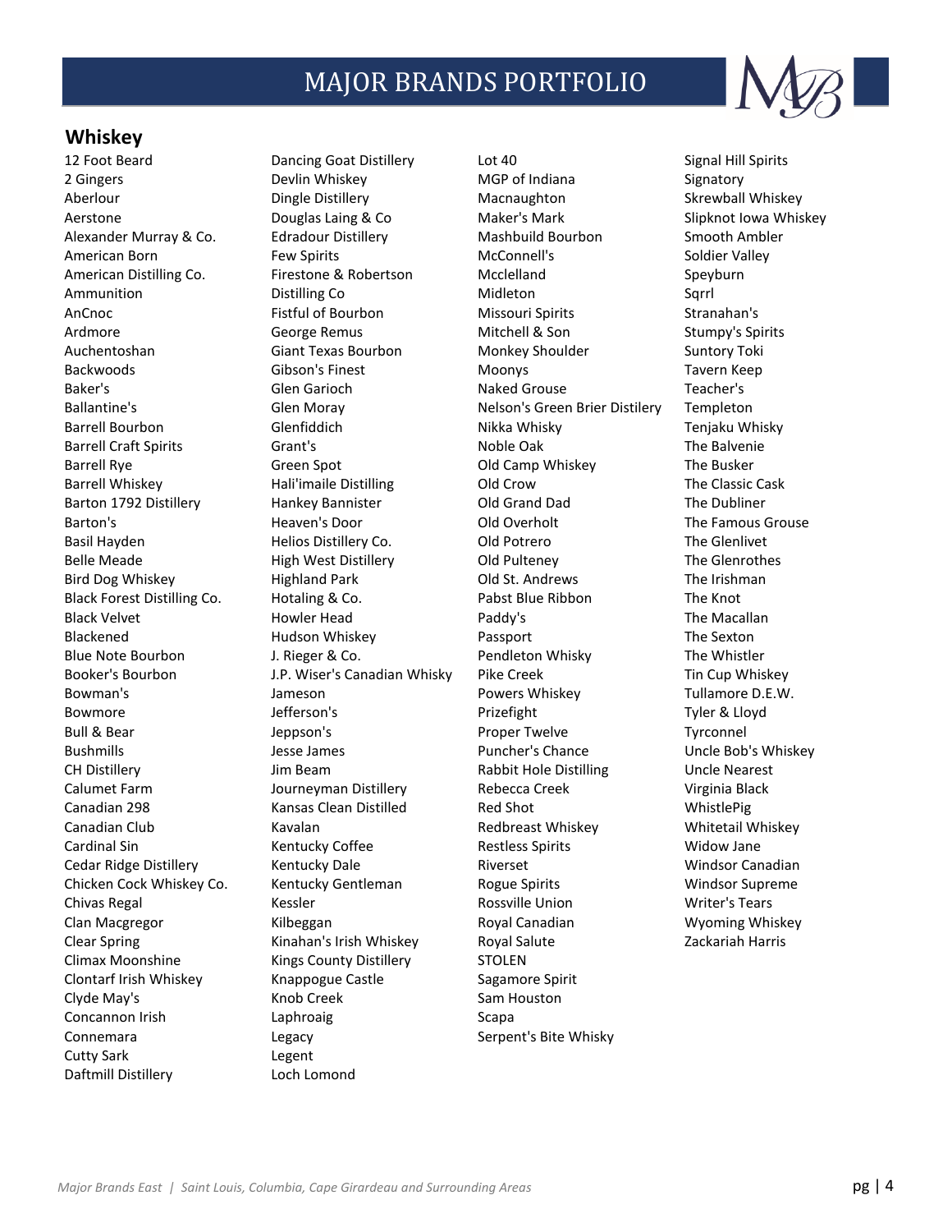# MAJOR BRANDS PORTFOLIO

## Whiskey

12 Foot Beard
2 Gingers
Aberlour
Aerstone
Alexander Murray & Co.
American Born
American Distilling Co.
Ammunition
AnCnoc
Ardmore
Auchentoshan
Backwoods
Baker's
Ballantine's
Barrell Bourbon
Barrell Craft Spirits
Barrell Rye
Barrell Whiskey
Barton 1792 Distillery
Barton's
Basil Hayden
Belle Meade
Bird Dog Whiskey
Black Forest Distilling Co.
Black Velvet
Blackened
Blue Note Bourbon
Booker's Bourbon
Bowman's
Bowmore
Bull & Bear
Bushmills
CH Distillery
Calumet Farm
Canadian 298
Canadian Club
Cardinal Sin
Cedar Ridge Distillery
Chicken Cock Whiskey Co.
Chivas Regal
Clan Macgregor
Clear Spring
Climax Moonshine
Clontarf Irish Whiskey
Clyde May's
Concannon Irish
Connemara
Cutty Sark
Daftmill Distillery
Dancing Goat Distillery
Devlin Whiskey
Dingle Distillery
Douglas Laing & Co
Edradour Distillery
Few Spirits
Firestone & Robertson
Distilling Co
Fistful of Bourbon
George Remus
Giant Texas Bourbon
Gibson's Finest
Glen Garioch
Glen Moray
Glenfiddich
Grant's
Green Spot
Hali'imaile Distilling
Hankey Bannister
Heaven's Door
Helios Distillery Co.
High West Distillery
Highland Park
Hotaling & Co.
Howler Head
Hudson Whiskey
J. Rieger & Co.
J.P. Wiser's Canadian Whisky
Jameson
Jefferson's
Jeppson's
Jesse James
Jim Beam
Journeyman Distillery
Kansas Clean Distilled
Kavalan
Kentucky Coffee
Kentucky Dale
Kentucky Gentleman
Kessler
Kilbeggan
Kinahan's Irish Whiskey
Kings County Distillery
Knappogue Castle
Knob Creek
Laphroaig
Legacy
Legent
Loch Lomond
Lot 40
MGP of Indiana
Macnaughton
Maker's Mark
Mashbuild Bourbon
McConnell's
Mcclelland
Midleton
Missouri Spirits
Mitchell & Son
Monkey Shoulder
Moonys
Naked Grouse
Nelson's Green Brier Distilery
Nikka Whisky
Noble Oak
Old Camp Whiskey
Old Crow
Old Grand Dad
Old Overholt
Old Potrero
Old Pulteney
Old St. Andrews
Pabst Blue Ribbon
Paddy's
Passport
Pendleton Whisky
Pike Creek
Powers Whiskey
Prizefight
Proper Twelve
Puncher's Chance
Rabbit Hole Distilling
Rebecca Creek
Red Shot
Redbreast Whiskey
Restless Spirits
Riverset
Rogue Spirits
Rossville Union
Royal Canadian
Royal Salute
STOLEN
Sagamore Spirit
Sam Houston
Scapa
Serpent's Bite Whisky
Signal Hill Spirits
Signatory
Skrewball Whiskey
Slipknot Iowa Whiskey
Smooth Ambler
Soldier Valley
Speyburn
Sqrrl
Stranahan's
Stumpy's Spirits
Suntory Toki
Tavern Keep
Teacher's
Templeton
Tenjaku Whisky
The Balvenie
The Busker
The Classic Cask
The Dubliner
The Famous Grouse
The Glenlivet
The Glenrothes
The Irishman
The Knot
The Macallan
The Sexton
The Whistler
Tin Cup Whiskey
Tullamore D.E.W.
Tyler & Lloyd
Tyrconnel
Uncle Bob's Whiskey
Uncle Nearest
Virginia Black
WhistlePig
Whitetail Whiskey
Widow Jane
Windsor Canadian
Windsor Supreme
Writer's Tears
Wyoming Whiskey
Zackariah Harris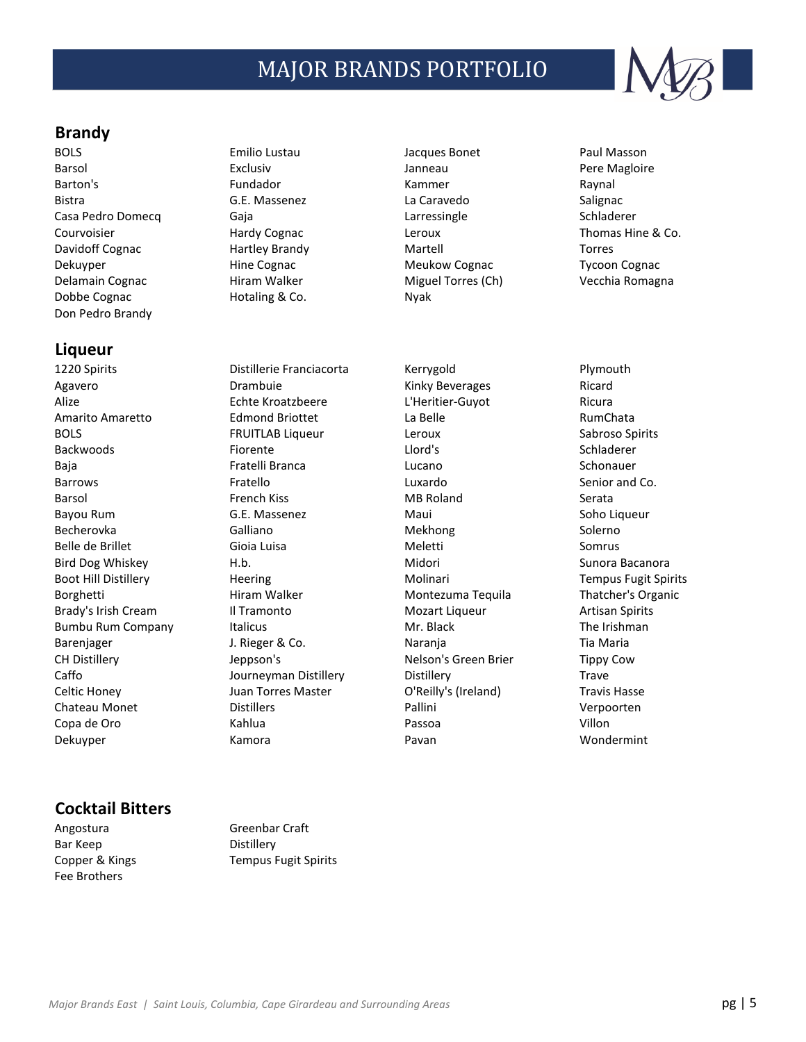# MAJOR BRANDS PORTFOLIO

## Brandy

- BOLS
- Barsol
- Barton's
- Bistra
- Casa Pedro Domecq
- Courvoisier
- Davidoff Cognac
- Dekuyper
- Delamain Cognac
- Dobbe Cognac
- Don Pedro Brandy
- Emilio Lustau
- Exclusiv
- Fundador
- G.E. Massenez
- Gaja
- Hardy Cognac
- Hartley Brandy
- Hine Cognac
- Hiram Walker
- Hotaling & Co.
- Jacques Bonet
- Janneau
- Kammer
- La Caravedo
- Larressingle
- Leroux
- Martell
- Meukow Cognac
- Miguel Torres (Ch)
- Nyak
- Paul Masson
- Pere Magloire
- Raynal
- Salignac
- Schladerer
- Thomas Hine & Co.
- Torres
- Tycoon Cognac
- Vecchia Romagna

## Liqueur

- 1220 Spirits
- Agavero
- Alize
- Amarito Amaretto
- BOLS
- Backwoods
- Baja
- Barrows
- Barsol
- Bayou Rum
- Becherovka
- Belle de Brillet
- Bird Dog Whiskey
- Boot Hill Distillery
- Borghetti
- Brady's Irish Cream
- Bumbu Rum Company
- Barenjager
- CH Distillery
- Caffo
- Celtic Honey
- Chateau Monet
- Copa de Oro
- Dekuyper
- Distillerie Franciacorta
- Drambuie
- Echte Kroatzbeere
- Edmond Briottet
- FRUITLAB Liqueur
- Fiorente
- Fratelli Branca
- Fratello
- French Kiss
- G.E. Massenez
- Galliano
- Gioia Luisa
- H.b.
- Heering
- Hiram Walker
- Il Tramonto
- Italicus
- J. Rieger & Co.
- Jeppson's
- Journeyman Distillery
- Juan Torres Master Distillers
- Kahlua
- Kamora
- Kerrygold
- Kinky Beverages
- L'Heritier-Guyot
- La Belle
- Leroux
- Llord's
- Lucano
- Luxardo
- MB Roland
- Maui
- Mekhong
- Meletti
- Midori
- Molinari
- Montezuma Tequila
- Mozart Liqueur
- Mr. Black
- Naranja
- Nelson's Green Brier Distillery
- O'Reilly's (Ireland)
- Pallini
- Passoa
- Pavan
- Plymouth
- Ricard
- Ricura
- RumChata
- Sabroso Spirits
- Schladerer
- Schonauer
- Senior and Co.
- Serata
- Soho Liqueur
- Solerno
- Somrus
- Sunora Bacanora
- Tempus Fugit Spirits
- Thatcher's Organic Artisan Spirits
- The Irishman
- Tia Maria
- Tippy Cow
- Trave
- Travis Hasse
- Verpoorten
- Villon
- Wondermint

## Cocktail Bitters

- Angostura
- Bar Keep
- Copper & Kings
- Fee Brothers
- Greenbar Craft Distillery
- Tempus Fugit Spirits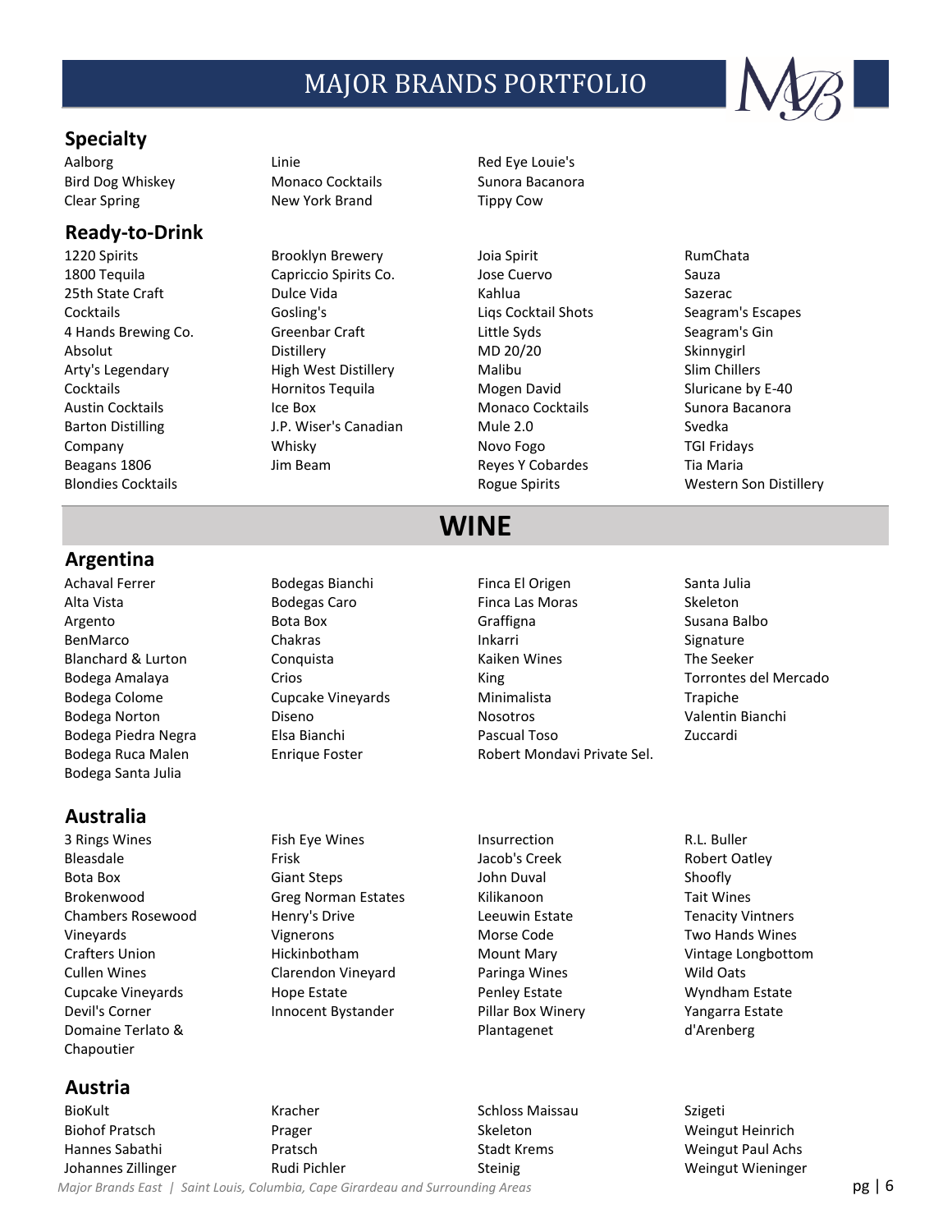# MAJOR BRANDS PORTFOLIO

## Specialty

- Aalborg
- Bird Dog Whiskey
- Clear Spring
- Linie
- Monaco Cocktails
- New York Brand
- Red Eye Louie's
- Sunora Bacanora
- Tippy Cow

## Ready-to-Drink

- 1220 Spirits
- 1800 Tequila
- 25th State Craft Cocktails
- 4 Hands Brewing Co.
- Absolut
- Arty's Legendary Cocktails
- Austin Cocktails
- Barton Distilling Company
- Beagans 1806
- Blondies Cocktails
- Brooklyn Brewery
- Capriccio Spirits Co.
- Dulce Vida
- Gosling's
- Greenbar Craft Distillery
- High West Distillery
- Hornitos Tequila
- Ice Box
- J.P. Wiser's Canadian Whisky
- Jim Beam
- Joia Spirit
- Jose Cuervo
- Kahlua
- Liqs Cocktail Shots
- Little Syds
- MD 20/20
- Malibu
- Mogen David
- Monaco Cocktails
- Mule 2.0
- Novo Fogo
- Reyes Y Cobardes
- Rogue Spirits
- RumChata
- Sauza
- Sazerac
- Seagram's Escapes
- Seagram's Gin
- Skinnygirl
- Slim Chillers
- Sluricane by E-40
- Sunora Bacanora
- Svedka
- TGI Fridays
- Tia Maria
- Western Son Distillery

# WINE

## Argentina

- Achaval Ferrer
- Alta Vista
- Argento
- BenMarco
- Blanchard & Lurton
- Bodega Amalaya
- Bodega Colome
- Bodega Norton
- Bodega Piedra Negra
- Bodega Ruca Malen
- Bodega Santa Julia
- Bodegas Bianchi
- Bodegas Caro
- Bota Box
- Chakras
- Conquista
- Crios
- Cupcake Vineyards
- Diseno
- Elsa Bianchi
- Enrique Foster
- Finca El Origen
- Finca Las Moras
- Graffigna
- Inkarri
- Kaiken Wines
- King
- Minimalista
- Nosotros
- Pascual Toso
- Robert Mondavi Private Sel.
- Santa Julia
- Skeleton
- Susana Balbo
- Signature
- The Seeker
- Torrontes del Mercado
- Trapiche
- Valentin Bianchi
- Zuccardi

## Australia

- 3 Rings Wines
- Bleasdale
- Bota Box
- Brokenwood
- Chambers Rosewood Vineyards
- Crafters Union
- Cullen Wines
- Cupcake Vineyards
- Devil's Corner
- Domaine Terlato & Chapoutier
- Fish Eye Wines
- Frisk
- Giant Steps
- Greg Norman Estates
- Henry's Drive Vignerons
- Hickinbotham Clarendon Vineyard
- Hope Estate
- Innocent Bystander
- Insurrection
- Jacob's Creek
- John Duval
- Kilikanoon
- Leeuwin Estate
- Morse Code
- Mount Mary
- Paringa Wines
- Penley Estate
- Pillar Box Winery
- Plantagenet
- R.L. Buller
- Robert Oatley
- Shoofly
- Tait Wines
- Tenacity Vintners
- Two Hands Wines
- Vintage Longbottom
- Wild Oats
- Wyndham Estate
- Yangarra Estate
- d'Arenberg

## Austria

- BioKult
- Biohof Pratsch
- Hannes Sabathi
- Johannes Zillinger
- Kracher
- Prager
- Pratsch
- Rudi Pichler
- Schloss Maissau
- Skeleton
- Stadt Krems
- Steinig
- Szigeti
- Weingut Heinrich
- Weingut Paul Achs
- Weingut Wieninger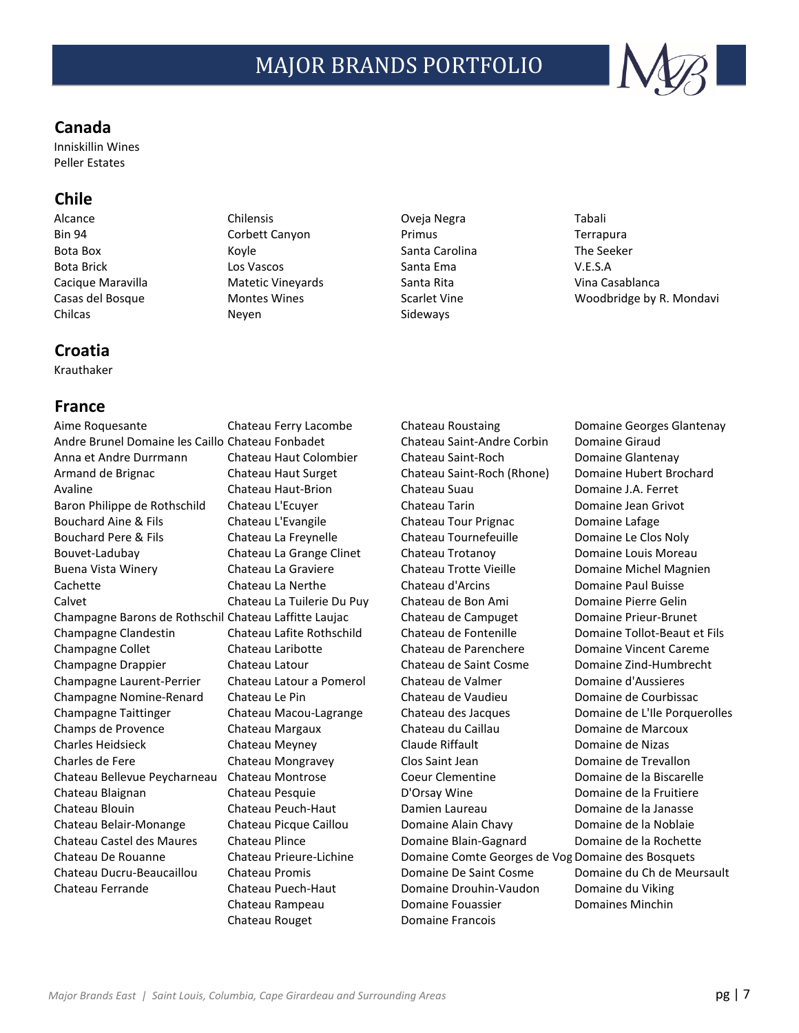# MAJOR BRANDS PORTFOLIO

## Canada

Inniskillin Wines
Peller Estates

## Chile

Alcance
Bin 94
Bota Box
Bota Brick
Cacique Maravilla
Casas del Bosque
Chilcas
Chilensis
Corbett Canyon
Koyle
Los Vascos
Matetic Vineyards
Montes Wines
Neyen
Oveja Negra
Primus
Santa Carolina
Santa Ema
Santa Rita
Scarlet Vine
Sideways
Tabali
Terrapura
The Seeker
V.E.S.A
Vina Casablanca
Woodbridge by R. Mondavi

## Croatia

Krauthaker

## France

Aime Roquesante
Andre Brunel Domaine les Caillo
Anna et Andre Durrmann
Armand de Brignac
Avaline
Baron Philippe de Rothschild
Bouchard Aine & Fils
Bouchard Pere & Fils
Bouvet-Ladubay
Buena Vista Winery
Cachette
Calvet
Champagne Barons de Rothschil
Champagne Clandestin
Champagne Collet
Champagne Drappier
Champagne Laurent-Perrier
Champagne Nomine-Renard
Champagne Taittinger
Champs de Provence
Charles Heidsieck
Charles de Fere
Chateau Bellevue Peycharneau
Chateau Blaignan
Chateau Blouin
Chateau Belair-Monange
Chateau Castel des Maures
Chateau De Rouanne
Chateau Ducru-Beaucaillou
Chateau Ferrande
Chateau Ferry Lacombe
Chateau Fonbadet
Chateau Haut Colombier
Chateau Haut Surget
Chateau Haut-Brion
Chateau L'Ecuyer
Chateau L'Evangile
Chateau La Freynelle
Chateau La Grange Clinet
Chateau La Graviere
Chateau La Nerthe
Chateau La Tuilerie Du Puy
Chateau Laffitte Laujac
Chateau Lafite Rothschild
Chateau Laribotte
Chateau Latour
Chateau Latour a Pomerol
Chateau Le Pin
Chateau Macou-Lagrange
Chateau Margaux
Chateau Meyney
Chateau Mongravey
Chateau Montrose
Chateau Pesquie
Chateau Peuch-Haut
Chateau Picque Caillou
Chateau Plince
Chateau Prieure-Lichine
Chateau Promis
Chateau Puech-Haut
Chateau Rampeau
Chateau Rouget
Chateau Roustaing
Chateau Saint-Andre Corbin
Chateau Saint-Roch
Chateau Saint-Roch (Rhone)
Chateau Suau
Chateau Tarin
Chateau Tour Prignac
Chateau Tournefeuille
Chateau Trotanoy
Chateau Trotte Vieille
Chateau d'Arcins
Chateau de Bon Ami
Chateau de Campuget
Chateau de Fontenille
Chateau de Parenchere
Chateau de Saint Cosme
Chateau de Valmer
Chateau de Vaudieu
Chateau des Jacques
Chateau du Caillau
Claude Riffault
Clos Saint Jean
Coeur Clementine
D'Orsay Wine
Damien Laureau
Domaine Alain Chavy
Domaine Blain-Gagnard
Domaine Comte Georges de Vog
Domaine De Saint Cosme
Domaine Drouhin-Vaudon
Domaine Fouassier
Domaine Francois
Domaine Georges Glantenay
Domaine Giraud
Domaine Glantenay
Domaine Hubert Brochard
Domaine J.A. Ferret
Domaine Jean Grivot
Domaine Lafage
Domaine Le Clos Noly
Domaine Louis Moreau
Domaine Michel Magnien
Domaine Paul Buisse
Domaine Pierre Gelin
Domaine Prieur-Brunet
Domaine Tollot-Beaut et Fils
Domaine Vincent Careme
Domaine Zind-Humbrecht
Domaine d'Aussieres
Domaine de Courbissac
Domaine de L'Ile Porquerolles
Domaine de Marcoux
Domaine de Nizas
Domaine de Trevallon
Domaine de la Biscarelle
Domaine de la Fruitiere
Domaine de la Janasse
Domaine de la Noblaie
Domaine de la Rochette
Domaine des Bosquets
Domaine du Ch de Meursault
Domaine du Viking
Domaines Minchin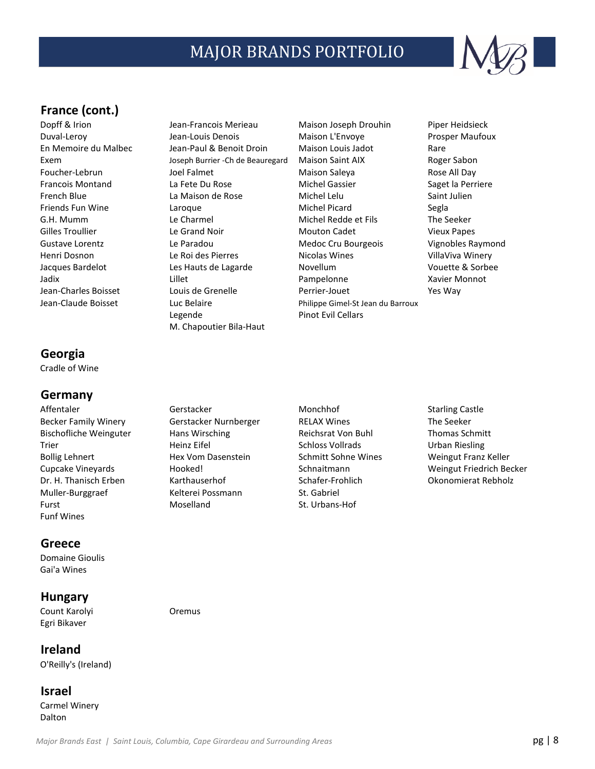# MAJOR BRANDS PORTFOLIO

## France (cont.)

Dopff & Irion
Duval-Leroy
En Memoire du Malbec
Exem
Foucher-Lebrun
Francois Montand
French Blue
Friends Fun Wine
G.H. Mumm
Gilles Troullier
Gustave Lorentz
Henri Dosnon
Jacques Bardelot
Jadix
Jean-Charles Boisset
Jean-Claude Boisset
Jean-Francois Merieau
Jean-Louis Denois
Jean-Paul & Benoit Droin
Joseph Burrier -Ch de Beauregard
Joel Falmet
La Fete Du Rose
La Maison de Rose
Laroque
Le Charmel
Le Grand Noir
Le Paradou
Le Roi des Pierres
Les Hauts de Lagarde
Lillet
Louis de Grenelle
Luc Belaire
Legende
M. Chapoutier Bila-Haut
Maison Joseph Drouhin
Maison L'Envoye
Maison Louis Jadot
Maison Saint AIX
Maison Saleya
Michel Gassier
Michel Lelu
Michel Picard
Michel Redde et Fils
Mouton Cadet
Medoc Cru Bourgeois
Nicolas Wines
Novellum
Pampelonne
Perrier-Jouet
Philippe Gimel-St Jean du Barroux
Pinot Evil Cellars
Piper Heidsieck
Prosper Maufoux
Rare
Roger Sabon
Rose All Day
Saget la Perriere
Saint Julien
Segla
The Seeker
Vieux Papes
Vignobles Raymond
VillaViva Winery
Vouette & Sorbee
Xavier Monnot
Yes Way

## Georgia

Cradle of Wine

## Germany

Affentaler
Becker Family Winery
Bischofliche Weinguter Trier
Bollig Lehnert
Cupcake Vineyards
Dr. H. Thanisch Erben Muller-Burggraef
Furst
Funf Wines
Gerstacker
Gerstacker Nurnberger
Hans Wirsching
Heinz Eifel
Hex Vom Dasenstein
Hooked!
Karthauserhof
Kelterei Possmann
Moselland
Monchhof
RELAX Wines
Reichsrat Von Buhl
Schloss Vollrads
Schmitt Sohne Wines
Schnaitmann
Schafer-Frohlich
St. Gabriel
St. Urbans-Hof
Starling Castle
The Seeker
Thomas Schmitt
Urban Riesling
Weingut Franz Keller
Weingut Friedrich Becker Okonomierat Rebholz

## Greece

Domaine Gioulis
Gai'a Wines

## Hungary

Count Karolyi
Egri Bikaver
Oremus

## Ireland

O'Reilly's (Ireland)

## Israel

Carmel Winery
Dalton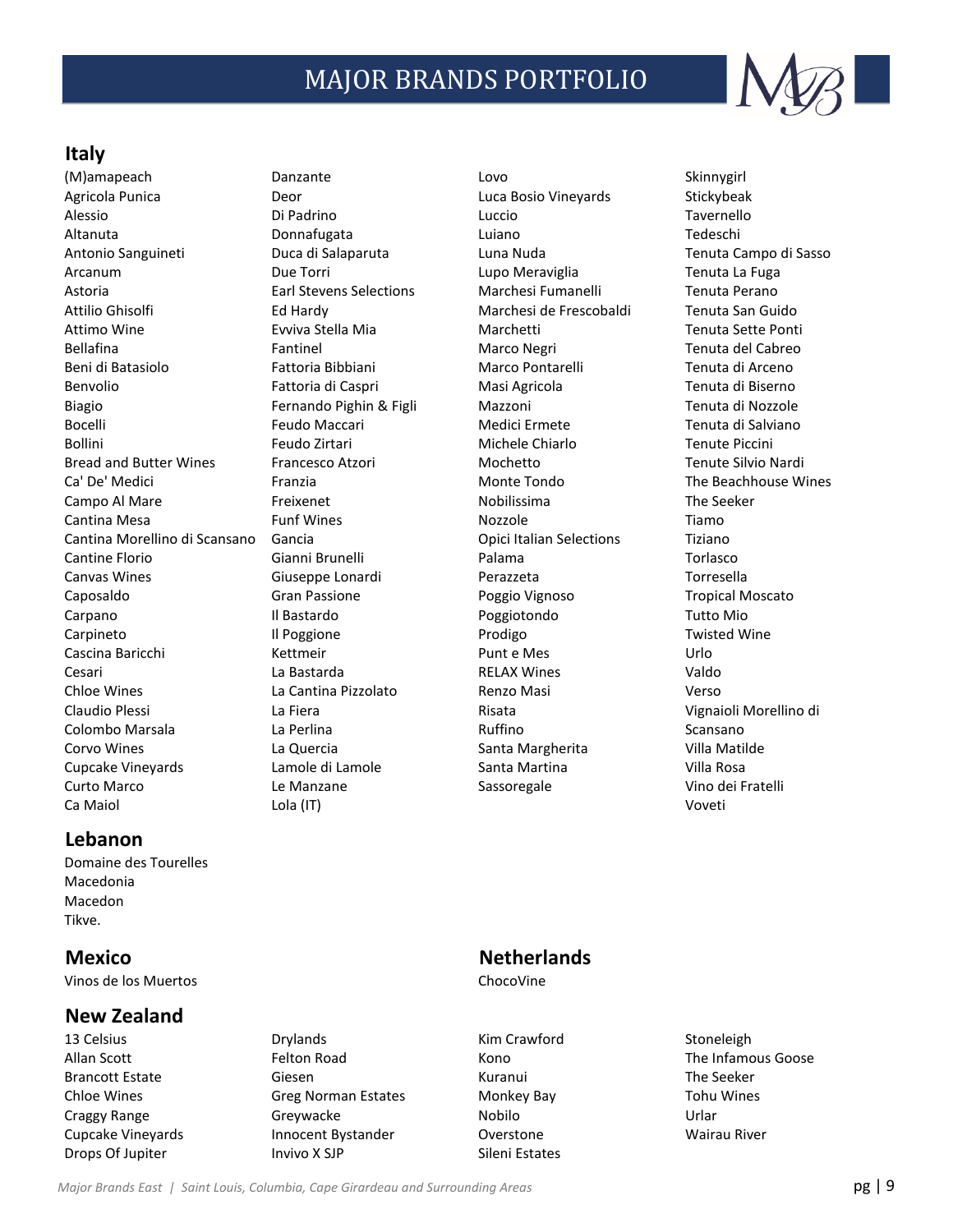# MAJOR BRANDS PORTFOLIO

## Italy

(M)amapeach
Agricola Punica
Alessio
Altanuta
Antonio Sanguineti
Arcanum
Astoria
Attilio Ghisolfi
Attimo Wine
Bellafina
Beni di Batasiolo
Benvolio
Biagio
Bocelli
Bollini
Bread and Butter Wines
Ca' De' Medici
Campo Al Mare
Cantina Mesa
Cantina Morellino di Scansano
Cantine Florio
Canvas Wines
Caposaldo
Carpano
Carpineto
Cascina Baricchi
Cesari
Chloe Wines
Claudio Plessi
Colombo Marsala
Corvo Wines
Cupcake Vineyards
Curto Marco
Ca Maiol
Danzante
Deor
Di Padrino
Donnafugata
Duca di Salaparuta
Due Torri
Earl Stevens Selections
Ed Hardy
Evviva Stella Mia
Fantinel
Fattoria Bibbiani
Fattoria di Caspri
Fernando Pighin & Figli
Feudo Maccari
Feudo Zirtari
Francesco Atzori
Franzia
Freixenet
Funf Wines
Gancia
Gianni Brunelli
Giuseppe Lonardi
Gran Passione
Il Bastardo
Il Poggione
Kettmeir
La Bastarda
La Cantina Pizzolato
La Fiera
La Perlina
La Quercia
Lamole di Lamole
Le Manzane
Lola (IT)
Lovo
Luca Bosio Vineyards
Luccio
Luiano
Luna Nuda
Lupo Meraviglia
Marchesi Fumanelli
Marchesi de Frescobaldi
Marchetti
Marco Negri
Marco Pontarelli
Masi Agricola
Mazzoni
Medici Ermete
Michele Chiarlo
Mochetto
Monte Tondo
Nobilissima
Nozzole
Opici Italian Selections
Palama
Perazzeta
Poggio Vignoso
Poggiotondo
Prodigo
Punt e Mes
RELAX Wines
Renzo Masi
Risata
Ruffino
Santa Margherita
Santa Martina
Sassoregale
Skinnygirl
Stickybeak
Tavernello
Tedeschi
Tenuta Campo di Sasso
Tenuta La Fuga
Tenuta Perano
Tenuta San Guido
Tenuta Sette Ponti
Tenuta del Cabreo
Tenuta di Arceno
Tenuta di Biserno
Tenuta di Nozzole
Tenuta di Salviano
Tenute Piccini
Tenute Silvio Nardi
The Beachhouse Wines
The Seeker
Tiamo
Tiziano
Torlasco
Torresella
Tropical Moscato
Tutto Mio
Twisted Wine
Urlo
Valdo
Verso
Vignaioli Morellino di Scansano
Villa Matilde
Villa Rosa
Vino dei Fratelli
Voveti

## Lebanon

Domaine des Tourelles
Macedonia
Macedon
Tikve.

## Mexico

Vinos de los Muertos

## Netherlands

ChocoVine

## New Zealand

13 Celsius
Allan Scott
Brancott Estate
Chloe Wines
Craggy Range
Cupcake Vineyards
Drops Of Jupiter
Drylands
Felton Road
Giesen
Greg Norman Estates
Greywacke
Innocent Bystander
Invivo X SJP
Kim Crawford
Kono
Kuranui
Monkey Bay
Nobilo
Overstone
Sileni Estates
Stoneleigh
The Infamous Goose
The Seeker
Tohu Wines
Urlar
Wairau River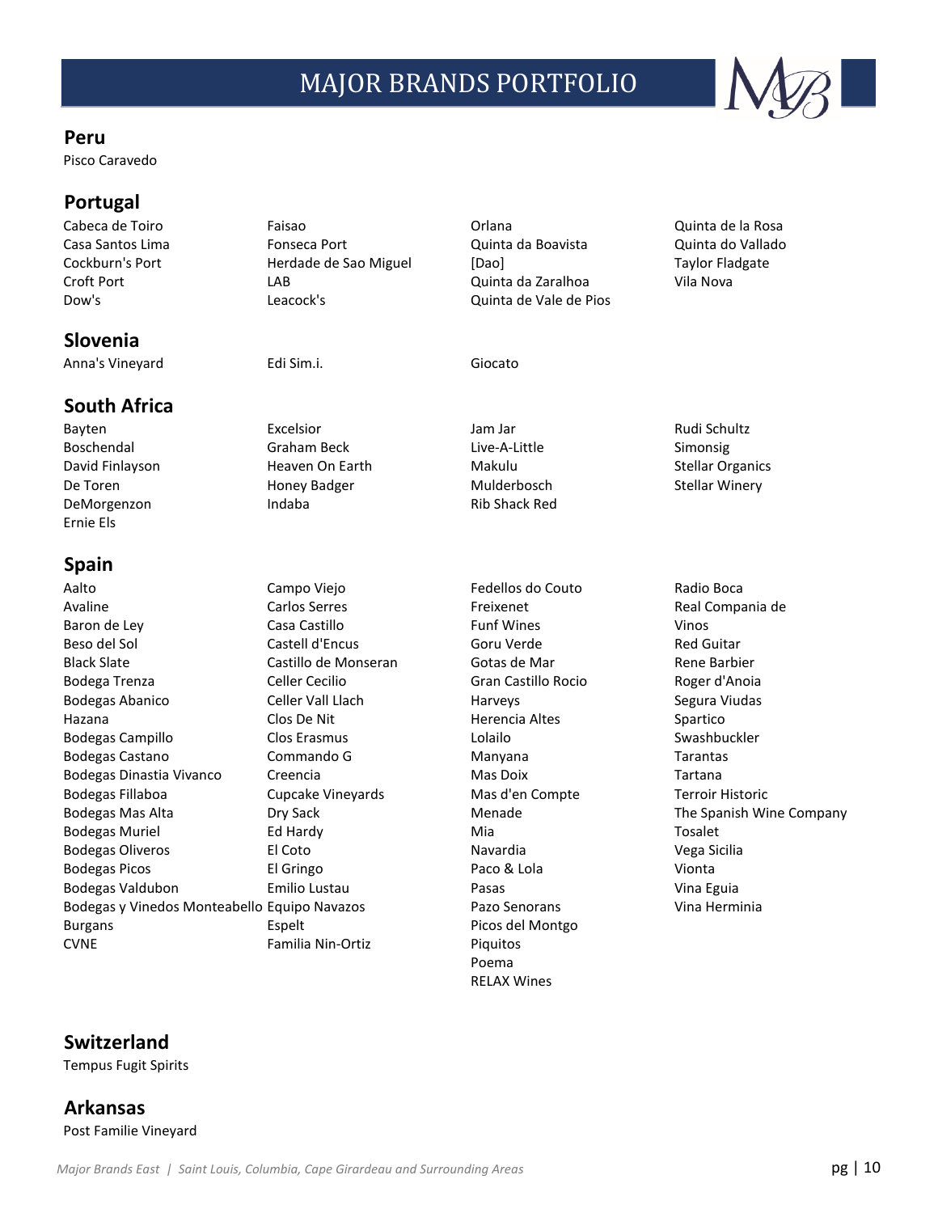# MAJOR BRANDS PORTFOLIO

## Peru

Pisco Caravedo

## Portugal

Cabeca de Toiro
Casa Santos Lima
Cockburn's Port
Croft Port
Dow's
Faisao
Fonseca Port
Herdade de Sao Miguel
LAB
Leacock's
Orlana
Quinta da Boavista
[Dao]
Quinta da Zaralhoa
Quinta de Vale de Pios
Quinta de la Rosa
Quinta do Vallado
Taylor Fladgate
Vila Nova

## Slovenia

Anna's Vineyard
Edi Sim.i.
Giocato

## South Africa

Bayten
Boschendal
David Finlayson
De Toren
DeMorgenzon
Ernie Els
Excelsior
Graham Beck
Heaven On Earth
Honey Badger
Indaba
Jam Jar
Live-A-Little
Makulu
Mulderbosch
Rib Shack Red
Rudi Schultz
Simonsig
Stellar Organics
Stellar Winery

## Spain

Aalto
Avaline
Baron de Ley
Beso del Sol
Black Slate
Bodega Trenza
Bodegas Abanico
Hazana
Bodegas Campillo
Bodegas Castano
Bodegas Dinastia Vivanco
Bodegas Fillaboa
Bodegas Mas Alta
Bodegas Muriel
Bodegas Oliveros
Bodegas Picos
Bodegas Valdubon
Bodegas y Vinedos Monteabello
Burgans
CVNE
Campo Viejo
Carlos Serres
Casa Castillo
Castell d'Encus
Castillo de Monseran
Celler Cecilio
Celler Vall Llach
Clos De Nit
Clos Erasmus
Commando G
Creencia
Cupcake Vineyards
Dry Sack
Ed Hardy
El Coto
El Gringo
Emilio Lustau
Equipo Navazos
Espelt
Familia Nin-Ortiz
Fedellos do Couto
Freixenet
Funf Wines
Goru Verde
Gotas de Mar
Gran Castillo Rocio
Harveys
Herencia Altes
Lolailo
Manyana
Mas Doix
Mas d'en Compte
Menade
Mia
Navardia
Paco & Lola
Pasas
Pazo Senorans
Picos del Montgo
Piquitos
Poema
RELAX Wines
Radio Boca
Real Compania de Vinos
Red Guitar
Rene Barbier
Roger d'Anoia
Segura Viudas
Spartico
Swashbuckler
Tarantas
Tartana
Terroir Historic
The Spanish Wine Company
Tosalet
Vega Sicilia
Vionta
Vina Eguia
Vina Herminia

## Switzerland

Tempus Fugit Spirits

## Arkansas

Post Familie Vineyard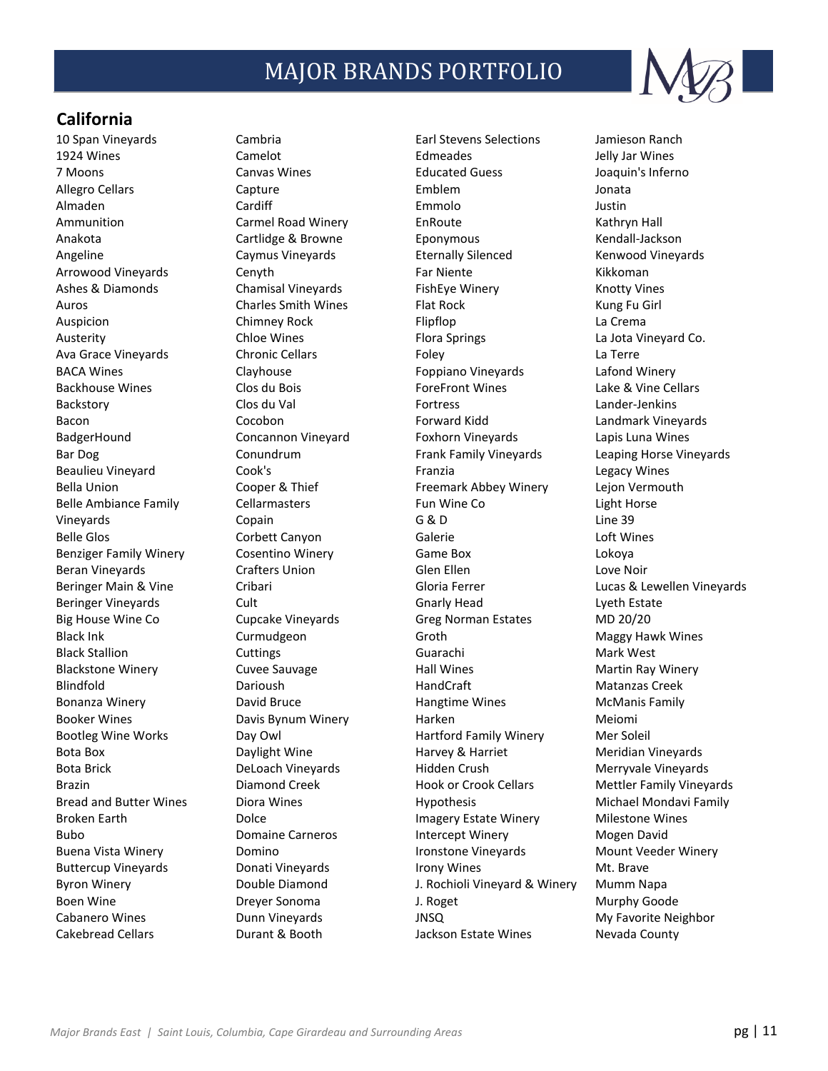## California

10 Span Vineyards
1924 Wines
7 Moons
Allegro Cellars
Almaden
Ammunition
Anakota
Angeline
Arrowood Vineyards
Ashes & Diamonds
Auros
Auspicion
Austerity
Ava Grace Vineyards
BACA Wines
Backhouse Wines
Backstory
Bacon
BadgerHound
Bar Dog
Beaulieu Vineyard
Bella Union
Belle Ambiance Family Vineyards
Belle Glos
Benziger Family Winery
Beran Vineyards
Beringer Main & Vine
Beringer Vineyards
Big House Wine Co
Black Ink
Black Stallion
Blackstone Winery
Blindfold
Bonanza Winery
Booker Wines
Bootleg Wine Works
Bota Box
Bota Brick
Brazin
Bread and Butter Wines
Broken Earth
Bubo
Buena Vista Winery
Buttercup Vineyards
Byron Winery
Boen Wine
Cabanero Wines
Cakebread Cellars
Cambria
Camelot
Canvas Wines
Capture
Cardiff
Carmel Road Winery
Cartlidge & Browne
Caymus Vineyards
Cenyth
Chamisal Vineyards
Charles Smith Wines
Chimney Rock
Chloe Wines
Chronic Cellars
Clayhouse
Clos du Bois
Clos du Val
Cocobon
Concannon Vineyard
Conundrum
Cook's
Cooper & Thief
Cellarmasters
Copain
Corbett Canyon
Cosentino Winery
Crafters Union
Cribari
Cult
Cupcake Vineyards
Curmudgeon
Cuttings
Cuvee Sauvage
Darioush
David Bruce
Davis Bynum Winery
Day Owl
Daylight Wine
DeLoach Vineyards
Diamond Creek
Diora Wines
Dolce
Domaine Carneros
Domino
Donati Vineyards
Double Diamond
Dreyer Sonoma
Dunn Vineyards
Durant & Booth
Earl Stevens Selections
Edmeades
Educated Guess
Emblem
Emmolo
EnRoute
Eponymous
Eternally Silenced
Far Niente
FishEye Winery
Flat Rock
Flipflop
Flora Springs
Foley
Foppiano Vineyards
ForeFront Wines
Fortress
Forward Kidd
Foxhorn Vineyards
Frank Family Vineyards
Franzia
Freemark Abbey Winery
Fun Wine Co
G & D
Galerie
Game Box
Glen Ellen
Gloria Ferrer
Gnarly Head
Greg Norman Estates
Groth
Guarachi
Hall Wines
HandCraft
Hangtime Wines
Harken
Hartford Family Winery
Harvey & Harriet
Hidden Crush
Hook or Crook Cellars
Hypothesis
Imagery Estate Winery
Intercept Winery
Ironstone Vineyards
Irony Wines
J. Rochioli Vineyard & Winery
J. Roget
JNSQ
Jackson Estate Wines
Jamieson Ranch
Jelly Jar Wines
Joaquin's Inferno
Jonata
Justin
Kathryn Hall
Kendall-Jackson
Kenwood Vineyards
Kikkoman
Knotty Vines
Kung Fu Girl
La Crema
La Jota Vineyard Co.
La Terre
Lafond Winery
Lake & Vine Cellars
Lander-Jenkins
Landmark Vineyards
Lapis Luna Wines
Leaping Horse Vineyards
Legacy Wines
Lejon Vermouth
Light Horse
Line 39
Loft Wines
Lokoya
Love Noir
Lucas & Lewellen Vineyards
Lyeth Estate
MD 20/20
Maggy Hawk Wines
Mark West
Martin Ray Winery
Matanzas Creek
McManis Family
Meiomi
Mer Soleil
Meridian Vineyards
Merryvale Vineyards
Mettler Family Vineyards
Michael Mondavi Family
Milestone Wines
Mogen David
Mount Veeder Winery
Mt. Brave
Mumm Napa
Murphy Goode
My Favorite Neighbor
Nevada County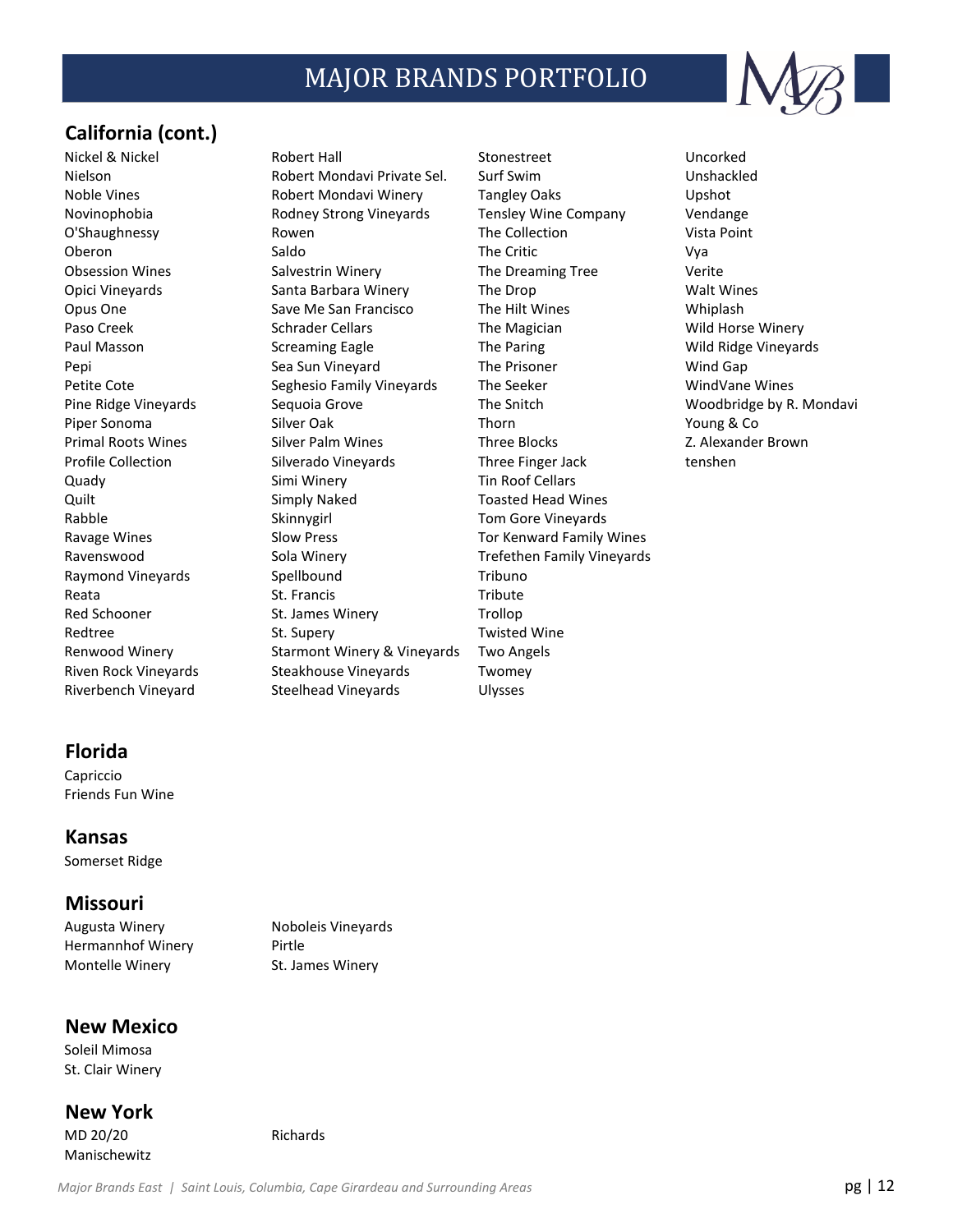# MAJOR BRANDS PORTFOLIO

## California (cont.)

Nickel & Nickel
Nielson
Noble Vines
Novinophobia
O'Shaughnessy
Oberon
Obsession Wines
Opici Vineyards
Opus One
Paso Creek
Paul Masson
Pepi
Petite Cote
Pine Ridge Vineyards
Piper Sonoma
Primal Roots Wines
Profile Collection
Quady
Quilt
Rabble
Ravage Wines
Ravenswood
Raymond Vineyards
Reata
Red Schooner
Redtree
Renwood Winery
Riven Rock Vineyards
Riverbench Vineyard
Robert Hall
Robert Mondavi Private Sel.
Robert Mondavi Winery
Rodney Strong Vineyards
Rowen
Saldo
Salvestrin Winery
Santa Barbara Winery
Save Me San Francisco
Schrader Cellars
Screaming Eagle
Sea Sun Vineyard
Seghesio Family Vineyards
Sequoia Grove
Silver Oak
Silver Palm Wines
Silverado Vineyards
Simi Winery
Simply Naked
Skinnygirl
Slow Press
Sola Winery
Spellbound
St. Francis
St. James Winery
St. Supery
Starmont Winery & Vineyards
Steakhouse Vineyards
Steelhead Vineyards
Stonestreet
Surf Swim
Tangley Oaks
Tensley Wine Company
The Collection
The Critic
The Dreaming Tree
The Drop
The Hilt Wines
The Magician
The Paring
The Prisoner
The Seeker
The Snitch
Thorn
Three Blocks
Three Finger Jack
Tin Roof Cellars
Toasted Head Wines
Tom Gore Vineyards
Tor Kenward Family Wines
Trefethen Family Vineyards
Tribuno
Tribute
Trollop
Twisted Wine
Two Angels
Twomey
Ulysses
Uncorked
Unshackled
Upshot
Vendange
Vista Point
Vya
Verite
Walt Wines
Whiplash
Wild Horse Winery
Wild Ridge Vineyards
Wind Gap
WindVane Wines
Woodbridge by R. Mondavi
Young & Co
Z. Alexander Brown
tenshen

## Florida

Capriccio
Friends Fun Wine

## Kansas

Somerset Ridge

## Missouri

Augusta Winery
Hermannhof Winery
Montelle Winery
Noboleis Vineyards
Pirtle
St. James Winery

## New Mexico

Soleil Mimosa
St. Clair Winery

## New York

MD 20/20
Manischewitz
Richards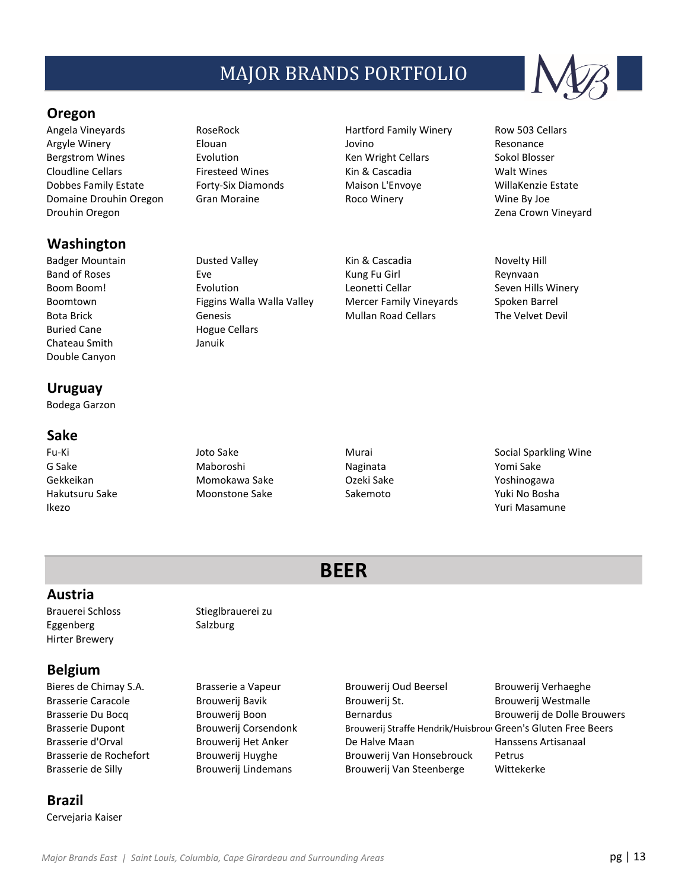# MAJOR BRANDS PORTFOLIO

## Oregon

Angela Vineyards
Argyle Winery
Bergstrom Wines
Cloudline Cellars
Dobbes Family Estate
Domaine Drouhin Oregon
Drouhin Oregon
RoseRock
Elouan
Evolution
Firesteed Wines
Forty-Six Diamonds
Gran Moraine
Hartford Family Winery
Jovino
Ken Wright Cellars
Kin & Cascadia
Maison L'Envoye
Roco Winery
Row 503 Cellars
Resonance
Sokol Blosser
Walt Wines
WillaKenzie Estate
Wine By Joe
Zena Crown Vineyard

## Washington

Badger Mountain
Band of Roses
Boom Boom!
Boomtown
Bota Brick
Buried Cane
Chateau Smith
Double Canyon
Dusted Valley
Eve
Evolution
Figgins Walla Walla Valley
Genesis
Hogue Cellars
Januik
Kin & Cascadia
Kung Fu Girl
Leonetti Cellar
Mercer Family Vineyards
Mullan Road Cellars
Novelty Hill
Reynvaan
Seven Hills Winery
Spoken Barrel
The Velvet Devil

## Uruguay

Bodega Garzon

## Sake

Fu-Ki
G Sake
Gekkeikan
Hakutsuru Sake
Ikezo
Joto Sake
Maboroshi
Momokawa Sake
Moonstone Sake
Murai
Naginata
Ozeki Sake
Sakemoto
Social Sparkling Wine
Yomi Sake
Yoshinogawa
Yuki No Bosha
Yuri Masamune

# BEER

## Austria

Brauerei Schloss Eggenberg
Hirter Brewery
Stieglbrauerei zu Salzburg

## Belgium

Bieres de Chimay S.A.
Brasserie Caracole
Brasserie Du Bocq
Brasserie Dupont
Brasserie d'Orval
Brasserie de Rochefort
Brasserie de Silly
Brasserie a Vapeur
Brouwerij Bavik
Brouwerij Boon
Brouwerij Corsendonk
Brouwerij Het Anker
Brouwerij Huyghe
Brouwerij Lindemans
Brouwerij Oud Beersel
Brouwerij St. Bernardus
Brouwerij Straffe Hendrik/Huisbrou
De Halve Maan
Brouwerij Van Honsebrouck
Brouwerij Van Steenberge
Brouwerij Verhaeghe
Brouwerij Westmalle
Brouwerij de Dolle Brouwers
Green's Gluten Free Beers
Hanssens Artisanaal
Petrus
Wittekerke

## Brazil

Cervejaria Kaiser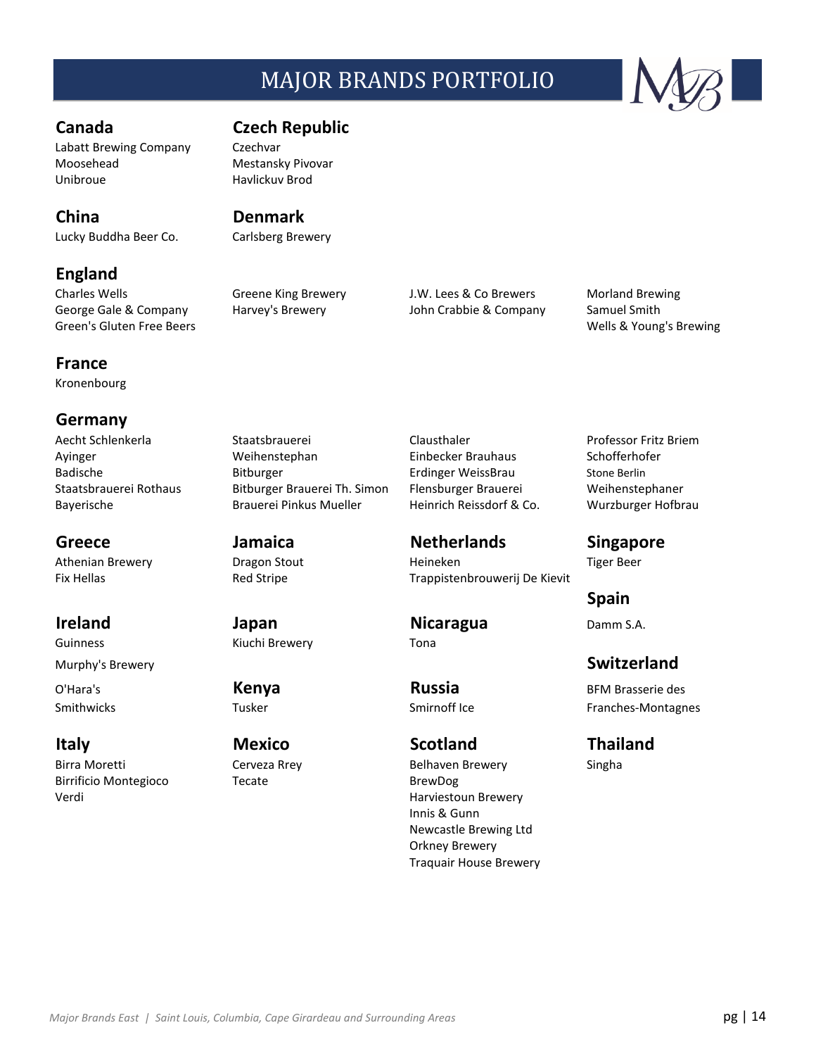# MAJOR BRANDS PORTFOLIO

## Canada
Labatt Brewing Company
Moosehead
Unibroue

## Czech Republic
Czechvar
Mestansky Pivovar
Havlickuv Brod

## China
Lucky Buddha Beer Co.

## Denmark
Carlsberg Brewery

## England
Charles Wells
George Gale & Company
Green's Gluten Free Beers
Greene King Brewery
Harvey's Brewery
J.W. Lees & Co Brewers
John Crabbie & Company
Morland Brewing
Samuel Smith
Wells & Young's Brewing

## France
Kronenbourg

## Germany
Aecht Schlenkerla
Ayinger
Badische
Staatsbrauerei Rothaus
Bayerische
Staatsbrauerei
Weihenstephan
Bitburger
Bitburger Brauerei Th. Simon
Brauerei Pinkus Mueller
Clausthaler
Einbecker Brauhaus
Erdinger WeissBrau
Flensburger Brauerei
Heinrich Reissdorf & Co.
Professor Fritz Briem
Schofferhofer
Stone Berlin
Weihenstephaner
Wurzburger Hofbrau

## Greece
Athenian Brewery
Fix Hellas

## Ireland
Guinness
Murphy's Brewery
O'Hara's
Smithwicks

## Italy
Birra Moretti
Birrificio Montegioco
Verdi

## Jamaica
Dragon Stout
Red Stripe

## Japan
Kiuchi Brewery

## Kenya
Tusker

## Mexico
Cerveza Rrey
Tecate

## Netherlands
Heineken
Trappistenbrouwerij De Kievit

## Nicaragua
Tona

## Russia
Smirnoff Ice

## Scotland
Belhaven Brewery
BrewDog
Harviestoun Brewery
Innis & Gunn
Newcastle Brewing Ltd
Orkney Brewery
Traquair House Brewery

## Singapore
Tiger Beer

## Spain
Damm S.A.

## Switzerland
BFM Brasserie des Franches-Montagnes

## Thailand
Singha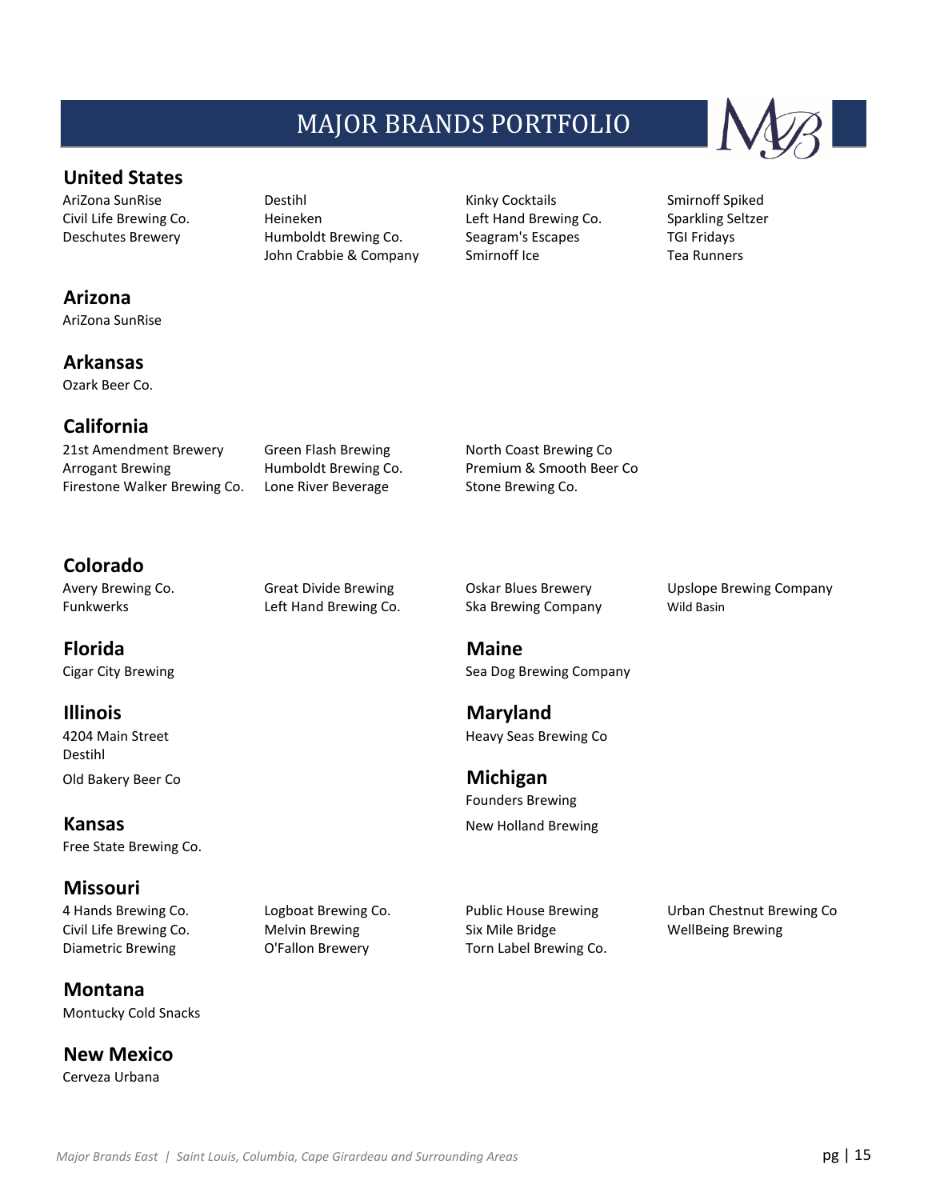# MAJOR BRANDS PORTFOLIO

## United States

AriZona SunRise
Civil Life Brewing Co.
Deschutes Brewery
Destihl
Heineken
Humboldt Brewing Co.
John Crabbie & Company
Kinky Cocktails
Left Hand Brewing Co.
Seagram's Escapes
Smirnoff Ice
Smirnoff Spiked
Sparkling Seltzer
TGI Fridays
Tea Runners

## Arizona

AriZona SunRise

## Arkansas

Ozark Beer Co.

## California

21st Amendment Brewery
Arrogant Brewing
Firestone Walker Brewing Co.
Green Flash Brewing
Humboldt Brewing Co.
Lone River Beverage
North Coast Brewing Co
Premium & Smooth Beer Co
Stone Brewing Co.

## Colorado

Avery Brewing Co.
Funkwerks
Great Divide Brewing
Left Hand Brewing Co.
Oskar Blues Brewery
Ska Brewing Company
Upslope Brewing Company
Wild Basin

## Florida

Cigar City Brewing

## Illinois

4204 Main Street
Destihl
Old Bakery Beer Co

## Kansas

Free State Brewing Co.

## Maine

Sea Dog Brewing Company

## Maryland

Heavy Seas Brewing Co

## Michigan

Founders Brewing
New Holland Brewing

## Missouri

4 Hands Brewing Co.
Civil Life Brewing Co.
Diametric Brewing
Logboat Brewing Co.
Melvin Brewing
O'Fallon Brewery
Public House Brewing
Six Mile Bridge
Torn Label Brewing Co.
Urban Chestnut Brewing Co
WellBeing Brewing

## Montana

Montucky Cold Snacks

## New Mexico

Cerveza Urbana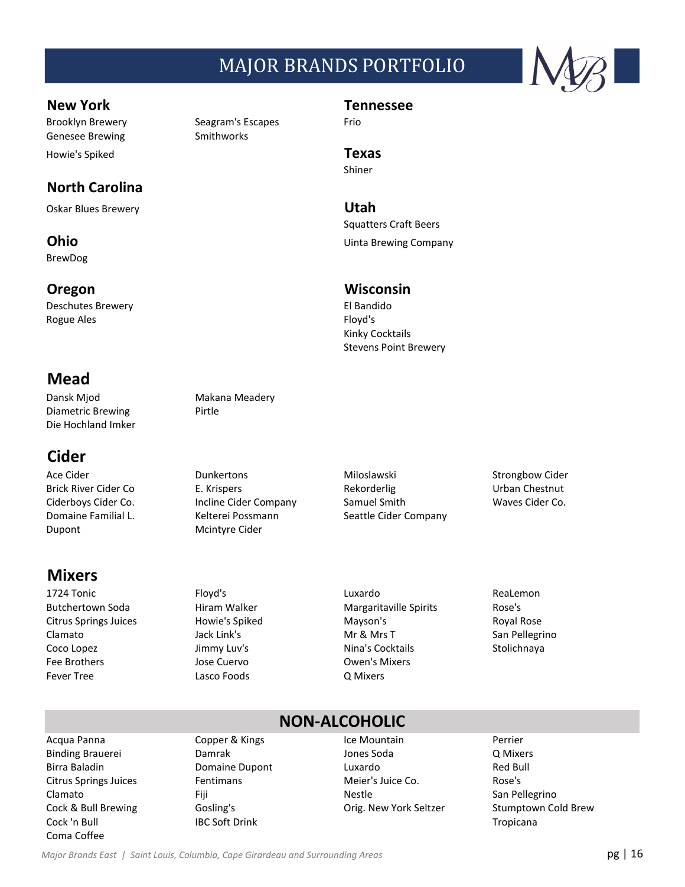# MAJOR BRANDS PORTFOLIO

### New York

Brooklyn Brewery
Genesee Brewing
Howie's Spiked
Seagram's Escapes
Smithworks

### North Carolina

Oskar Blues Brewery

### Ohio

BrewDog

### Oregon

Deschutes Brewery
Rogue Ales

### Tennessee

Frio

### Texas

Shiner

### Utah

Squatters Craft Beers
Uinta Brewing Company

### Wisconsin

El Bandido
Floyd's
Kinky Cocktails
Stevens Point Brewery

## Mead

Dansk Mjod
Diametric Brewing
Die Hochland Imker
Makana Meadery
Pirtle

## Cider

Ace Cider
Brick River Cider Co
Ciderboys Cider Co.
Domaine Familial L. Dupont
Dunkertons
E. Krispers
Incline Cider Company
Kelterei Possmann
Mcintyre Cider
Miloslawski
Rekorderlig
Samuel Smith
Seattle Cider Company
Strongbow Cider
Urban Chestnut
Waves Cider Co.

## Mixers

1724 Tonic
Butchertown Soda
Citrus Springs Juices
Clamato
Coco Lopez
Fee Brothers
Fever Tree
Floyd's
Hiram Walker
Howie's Spiked
Jack Link's
Jimmy Luv's
Jose Cuervo
Lasco Foods
Luxardo
Margaritaville Spirits
Mayson's
Mr & Mrs T
Nina's Cocktails
Owen's Mixers
Q Mixers
ReaLemon
Rose's
Royal Rose
San Pellegrino
Stolichnaya

## NON-ALCOHOLIC

Acqua Panna
Binding Brauerei
Birra Baladin
Citrus Springs Juices
Clamato
Cock & Bull Brewing
Cock 'n Bull
Coma Coffee
Copper & Kings
Damrak
Domaine Dupont
Fentimans
Fiji
Gosling's
IBC Soft Drink
Ice Mountain
Jones Soda
Luxardo
Meier's Juice Co.
Nestle
Orig. New York Seltzer
Perrier
Q Mixers
Red Bull
Rose's
San Pellegrino
Stumptown Cold Brew
Tropicana

*Major Brands East | Saint Louis, Columbia, Cape Girardeau and Surrounding Areas*